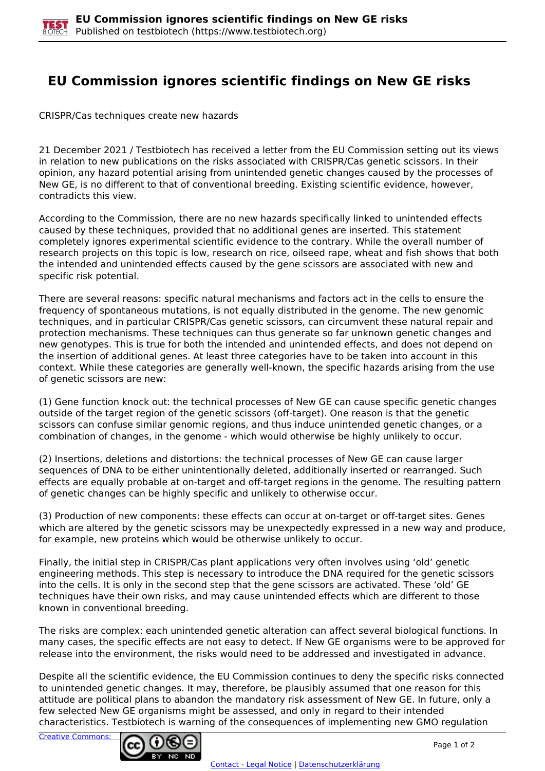# EU Commission ignores scientific findings on New GE risks

CRISPR/Cas techniques create new hazards

21 December 2021 / Testbiotech has received a letter from the EU Commission setting out its views in relation to new publications on the risks associated with CRISPR/Cas genetic scissors. In their opinion, any hazard potential arising from unintended genetic changes caused by the processes of New GE, is no different to that of conventional breeding. Existing scientific evidence, however, contradicts this view.

According to the Commission, there are no new hazards specifically linked to unintended effects caused by these techniques, provided that no additional genes are inserted. This statement completely ignores experimental scientific evidence to the contrary. While the overall number of research projects on this topic is low, research on rice, oilseed rape, wheat and fish shows that both the intended and unintended effects caused by the gene scissors are associated with new and specific risk potential.

There are several reasons: specific natural mechanisms and factors act in the cells to ensure the frequency of spontaneous mutations, is not equally distributed in the genome. The new genomic techniques, and in particular CRISPR/Cas genetic scissors, can circumvent these natural repair and protection mechanisms. These techniques can thus generate so far unknown genetic changes and new genotypes. This is true for both the intended and unintended effects, and does not depend on the insertion of additional genes. At least three categories have to be taken into account in this context. While these categories are generally well-known, the specific hazards arising from the use of genetic scissors are new:

(1) Gene function knock out: the technical processes of New GE can cause specific genetic changes outside of the target region of the genetic scissors (off-target). One reason is that the genetic scissors can confuse similar genomic regions, and thus induce unintended genetic changes, or a combination of changes, in the genome - which would otherwise be highly unlikely to occur.

(2) Insertions, deletions and distortions: the technical processes of New GE can cause larger sequences of DNA to be either unintentionally deleted, additionally inserted or rearranged. Such effects are equally probable at on-target and off-target regions in the genome. The resulting pattern of genetic changes can be highly specific and unlikely to otherwise occur.

(3) Production of new components: these effects can occur at on-target or off-target sites. Genes which are altered by the genetic scissors may be unexpectedly expressed in a new way and produce, for example, new proteins which would be otherwise unlikely to occur.

Finally, the initial step in CRISPR/Cas plant applications very often involves using 'old' genetic engineering methods. This step is necessary to introduce the DNA required for the genetic scissors into the cells. It is only in the second step that the gene scissors are activated. These 'old' GE techniques have their own risks, and may cause unintended effects which are different to those known in conventional breeding.

The risks are complex: each unintended genetic alteration can affect several biological functions. In many cases, the specific effects are not easy to detect. If New GE organisms were to be approved for release into the environment, the risks would need to be addressed and investigated in advance.

Despite all the scientific evidence, the EU Commission continues to deny the specific risks connected to unintended genetic changes. It may, therefore, be plausibly assumed that one reason for this attitude are political plans to abandon the mandatory risk assessment of New GE. In future, only a few selected New GE organisms might be assessed, and only in regard to their intended characteristics. Testbiotech is warning of the consequences of implementing new GMO regulation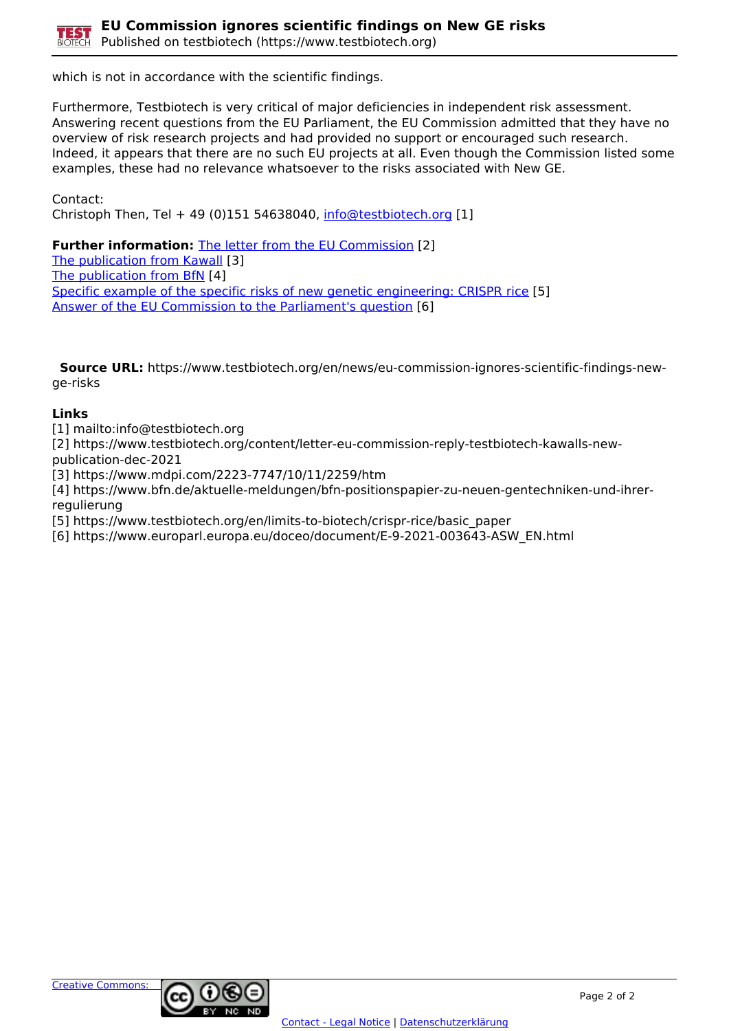which is not in accordance with the scientific findings.

Furthermore, Testbiotech is very critical of major deficiencies in independent risk assessment. Answering recent questions from the EU Parliament, the EU Commission admitted that they have no overview of risk research projects and had provided no support or encouraged such research. Indeed, it appears that there are no such EU projects at all. Even though the Commission listed some examples, these had no relevance whatsoever to the risks associated with New GE.

Contact:
Christoph Then, Tel + 49 (0)151 54638040, info@testbiotech.org [1]

**Further information:** The letter from the EU Commission [2]
The publication from Kawall [3]
The publication from BfN [4]
Specific example of the specific risks of new genetic engineering: CRISPR rice [5]
Answer of the EU Commission to the Parliament's question [6]

**Source URL:** https://www.testbiotech.org/en/news/eu-commission-ignores-scientific-findings-new-ge-risks

**Links**
[1] mailto:info@testbiotech.org
[2] https://www.testbiotech.org/content/letter-eu-commission-reply-testbiotech-kawalls-new-publication-dec-2021
[3] https://www.mdpi.com/2223-7747/10/11/2259/htm
[4] https://www.bfn.de/aktuelle-meldungen/bfn-positionspapier-zu-neuen-gentechniken-und-ihrer-regulierung
[5] https://www.testbiotech.org/en/limits-to-biotech/crispr-rice/basic_paper
[6] https://www.europarl.europa.eu/doceo/document/E-9-2021-003643-ASW_EN.html